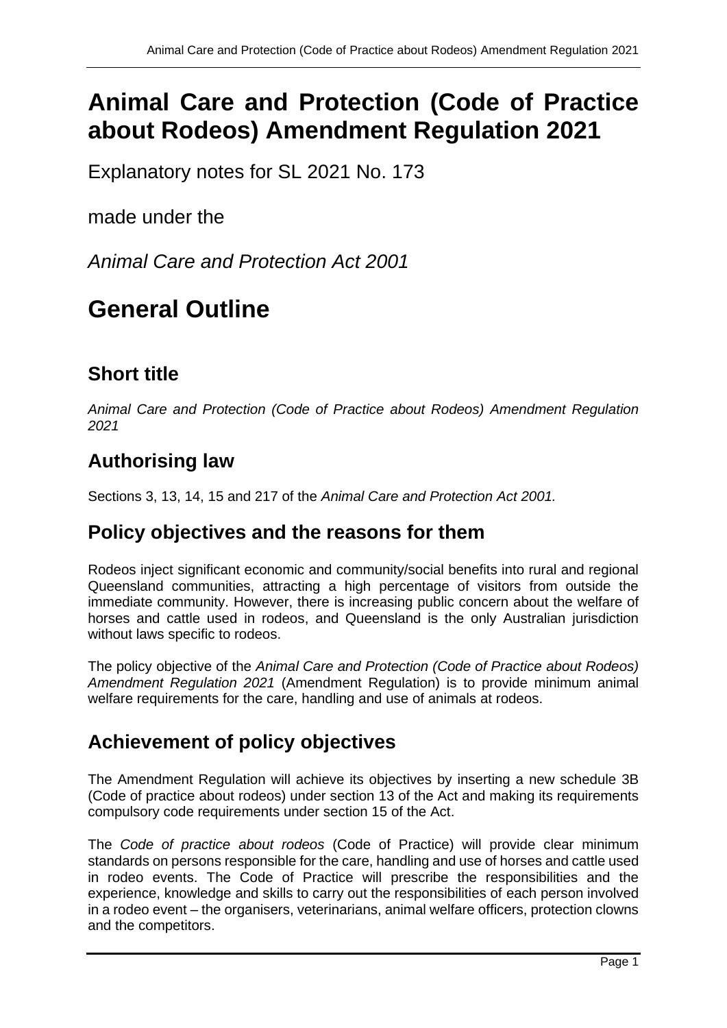# Animal Care and Protection (Code of Practice about Rodeos) Amendment Regulation 2021

Explanatory notes for SL 2021 No. 173

made under the

*Animal Care and Protection Act 2001*

# General Outline

## Short title

*Animal Care and Protection (Code of Practice about Rodeos) Amendment Regulation 2021*

## Authorising law

Sections 3, 13, 14, 15 and 217 of the *Animal Care and Protection Act 2001.*

## Policy objectives and the reasons for them

Rodeos inject significant economic and community/social benefits into rural and regional Queensland communities, attracting a high percentage of visitors from outside the immediate community. However, there is increasing public concern about the welfare of horses and cattle used in rodeos, and Queensland is the only Australian jurisdiction without laws specific to rodeos.

The policy objective of the *Animal Care and Protection (Code of Practice about Rodeos) Amendment Regulation 2021* (Amendment Regulation) is to provide minimum animal welfare requirements for the care, handling and use of animals at rodeos.

## Achievement of policy objectives

The Amendment Regulation will achieve its objectives by inserting a new schedule 3B (Code of practice about rodeos) under section 13 of the Act and making its requirements compulsory code requirements under section 15 of the Act.

The *Code of practice about rodeos* (Code of Practice) will provide clear minimum standards on persons responsible for the care, handling and use of horses and cattle used in rodeo events. The Code of Practice will prescribe the responsibilities and the experience, knowledge and skills to carry out the responsibilities of each person involved in a rodeo event – the organisers, veterinarians, animal welfare officers, protection clowns and the competitors.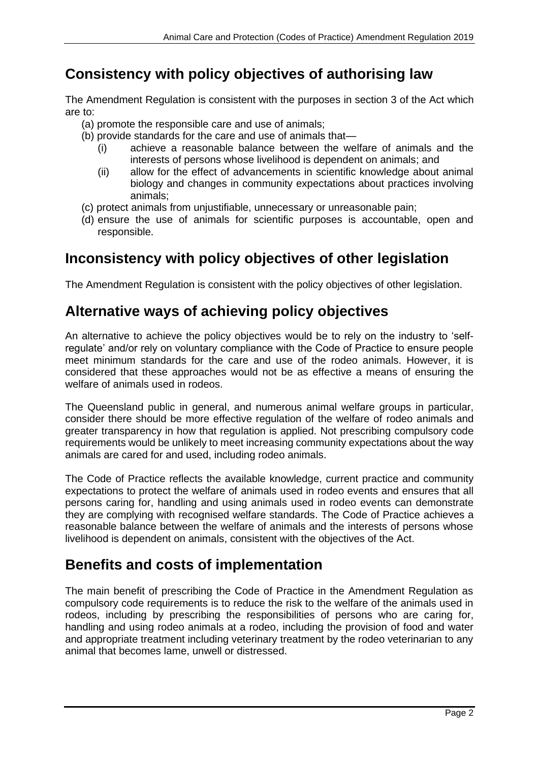## Consistency with policy objectives of authorising law

The Amendment Regulation is consistent with the purposes in section 3 of the Act which are to:

(a) promote the responsible care and use of animals;

(b) provide standards for the care and use of animals that—

  (i) achieve a reasonable balance between the welfare of animals and the interests of persons whose livelihood is dependent on animals; and

  (ii) allow for the effect of advancements in scientific knowledge about animal biology and changes in community expectations about practices involving animals;

(c) protect animals from unjustifiable, unnecessary or unreasonable pain;

(d) ensure the use of animals for scientific purposes is accountable, open and responsible.

## Inconsistency with policy objectives of other legislation

The Amendment Regulation is consistent with the policy objectives of other legislation.

## Alternative ways of achieving policy objectives

An alternative to achieve the policy objectives would be to rely on the industry to 'self-regulate' and/or rely on voluntary compliance with the Code of Practice to ensure people meet minimum standards for the care and use of the rodeo animals. However, it is considered that these approaches would not be as effective a means of ensuring the welfare of animals used in rodeos.

The Queensland public in general, and numerous animal welfare groups in particular, consider there should be more effective regulation of the welfare of rodeo animals and greater transparency in how that regulation is applied. Not prescribing compulsory code requirements would be unlikely to meet increasing community expectations about the way animals are cared for and used, including rodeo animals.

The Code of Practice reflects the available knowledge, current practice and community expectations to protect the welfare of animals used in rodeo events and ensures that all persons caring for, handling and using animals used in rodeo events can demonstrate they are complying with recognised welfare standards. The Code of Practice achieves a reasonable balance between the welfare of animals and the interests of persons whose livelihood is dependent on animals, consistent with the objectives of the Act.

## Benefits and costs of implementation

The main benefit of prescribing the Code of Practice in the Amendment Regulation as compulsory code requirements is to reduce the risk to the welfare of the animals used in rodeos, including by prescribing the responsibilities of persons who are caring for, handling and using rodeo animals at a rodeo, including the provision of food and water and appropriate treatment including veterinary treatment by the rodeo veterinarian to any animal that becomes lame, unwell or distressed.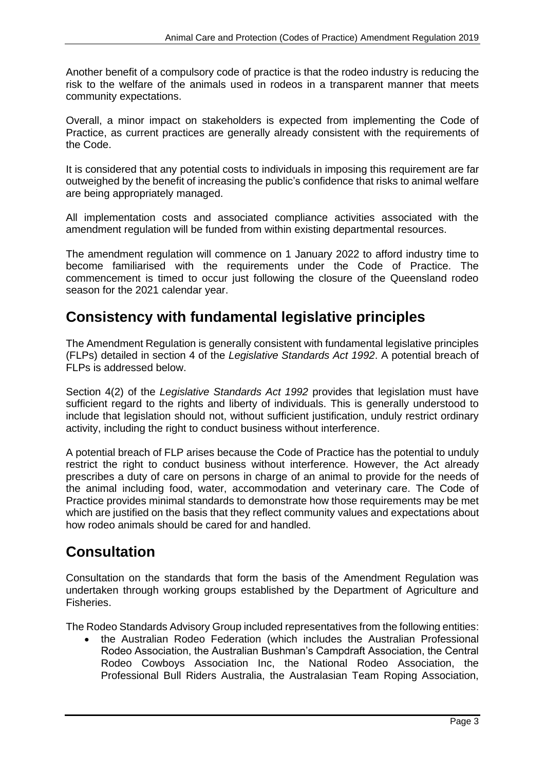Another benefit of a compulsory code of practice is that the rodeo industry is reducing the risk to the welfare of the animals used in rodeos in a transparent manner that meets community expectations.

Overall, a minor impact on stakeholders is expected from implementing the Code of Practice, as current practices are generally already consistent with the requirements of the Code.

It is considered that any potential costs to individuals in imposing this requirement are far outweighed by the benefit of increasing the public's confidence that risks to animal welfare are being appropriately managed.

All implementation costs and associated compliance activities associated with the amendment regulation will be funded from within existing departmental resources.

The amendment regulation will commence on 1 January 2022 to afford industry time to become familiarised with the requirements under the Code of Practice. The commencement is timed to occur just following the closure of the Queensland rodeo season for the 2021 calendar year.

## Consistency with fundamental legislative principles

The Amendment Regulation is generally consistent with fundamental legislative principles (FLPs) detailed in section 4 of the *Legislative Standards Act 1992*. A potential breach of FLPs is addressed below.

Section 4(2) of the *Legislative Standards Act 1992* provides that legislation must have sufficient regard to the rights and liberty of individuals. This is generally understood to include that legislation should not, without sufficient justification, unduly restrict ordinary activity, including the right to conduct business without interference.

A potential breach of FLP arises because the Code of Practice has the potential to unduly restrict the right to conduct business without interference. However, the Act already prescribes a duty of care on persons in charge of an animal to provide for the needs of the animal including food, water, accommodation and veterinary care. The Code of Practice provides minimal standards to demonstrate how those requirements may be met which are justified on the basis that they reflect community values and expectations about how rodeo animals should be cared for and handled.

## Consultation

Consultation on the standards that form the basis of the Amendment Regulation was undertaken through working groups established by the Department of Agriculture and Fisheries.

The Rodeo Standards Advisory Group included representatives from the following entities:

- the Australian Rodeo Federation (which includes the Australian Professional Rodeo Association, the Australian Bushman's Campdraft Association, the Central Rodeo Cowboys Association Inc, the National Rodeo Association, the Professional Bull Riders Australia, the Australasian Team Roping Association,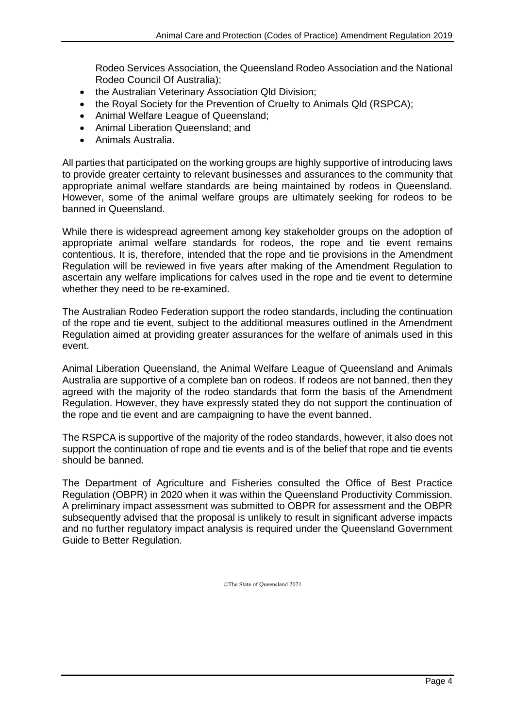Rodeo Services Association, the Queensland Rodeo Association and the National Rodeo Council Of Australia);

- the Australian Veterinary Association Qld Division;
- the Royal Society for the Prevention of Cruelty to Animals Qld (RSPCA);
- Animal Welfare League of Queensland;
- Animal Liberation Queensland; and
- Animals Australia.

All parties that participated on the working groups are highly supportive of introducing laws to provide greater certainty to relevant businesses and assurances to the community that appropriate animal welfare standards are being maintained by rodeos in Queensland. However, some of the animal welfare groups are ultimately seeking for rodeos to be banned in Queensland.

While there is widespread agreement among key stakeholder groups on the adoption of appropriate animal welfare standards for rodeos, the rope and tie event remains contentious. It is, therefore, intended that the rope and tie provisions in the Amendment Regulation will be reviewed in five years after making of the Amendment Regulation to ascertain any welfare implications for calves used in the rope and tie event to determine whether they need to be re-examined.

The Australian Rodeo Federation support the rodeo standards, including the continuation of the rope and tie event, subject to the additional measures outlined in the Amendment Regulation aimed at providing greater assurances for the welfare of animals used in this event.

Animal Liberation Queensland, the Animal Welfare League of Queensland and Animals Australia are supportive of a complete ban on rodeos. If rodeos are not banned, then they agreed with the majority of the rodeo standards that form the basis of the Amendment Regulation. However, they have expressly stated they do not support the continuation of the rope and tie event and are campaigning to have the event banned.

The RSPCA is supportive of the majority of the rodeo standards, however, it also does not support the continuation of rope and tie events and is of the belief that rope and tie events should be banned.

The Department of Agriculture and Fisheries consulted the Office of Best Practice Regulation (OBPR) in 2020 when it was within the Queensland Productivity Commission. A preliminary impact assessment was submitted to OBPR for assessment and the OBPR subsequently advised that the proposal is unlikely to result in significant adverse impacts and no further regulatory impact analysis is required under the Queensland Government Guide to Better Regulation.

©The State of Queensland 2021